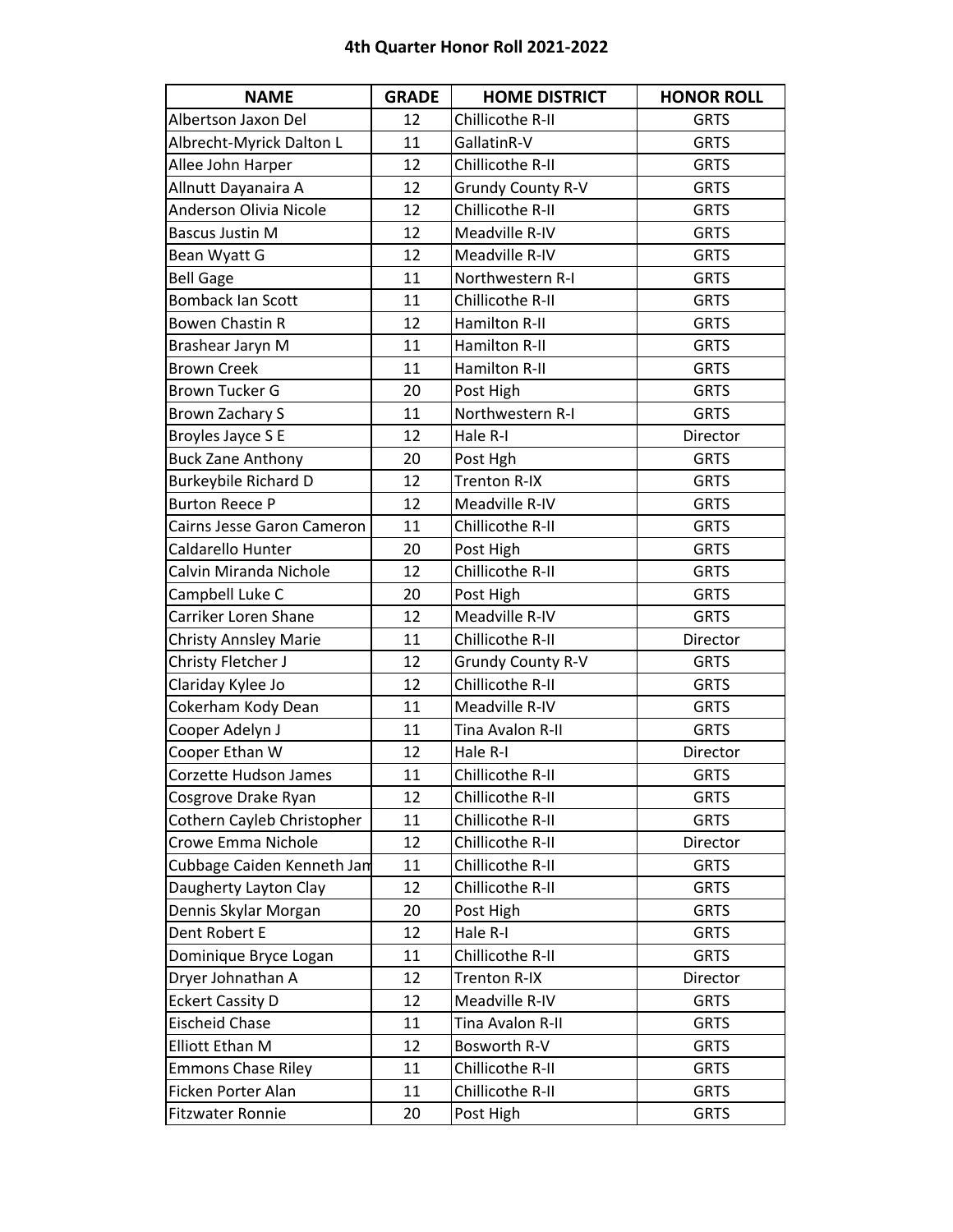# 4th Quarter Honor Roll 2021-2022

| NAME | GRADE | HOME DISTRICT | HONOR ROLL |
|---|---|---|---|
| Albertson Jaxon Del | 12 | Chillicothe R-II | GRTS |
| Albrecht-Myrick Dalton L | 11 | GallatinR-V | GRTS |
| Allee John Harper | 12 | Chillicothe R-II | GRTS |
| Allnutt Dayanaira A | 12 | Grundy County R-V | GRTS |
| Anderson Olivia Nicole | 12 | Chillicothe R-II | GRTS |
| Bascus Justin M | 12 | Meadville R-IV | GRTS |
| Bean Wyatt G | 12 | Meadville R-IV | GRTS |
| Bell Gage | 11 | Northwestern R-I | GRTS |
| Bomback Ian Scott | 11 | Chillicothe R-II | GRTS |
| Bowen Chastin R | 12 | Hamilton R-II | GRTS |
| Brashear Jaryn M | 11 | Hamilton R-II | GRTS |
| Brown Creek | 11 | Hamilton R-II | GRTS |
| Brown Tucker G | 20 | Post High | GRTS |
| Brown Zachary S | 11 | Northwestern R-I | GRTS |
| Broyles Jayce S E | 12 | Hale R-I | Director |
| Buck Zane Anthony | 20 | Post Hgh | GRTS |
| Burkeybile Richard D | 12 | Trenton R-IX | GRTS |
| Burton Reece P | 12 | Meadville R-IV | GRTS |
| Cairns Jesse Garon Cameron | 11 | Chillicothe R-II | GRTS |
| Caldarello Hunter | 20 | Post High | GRTS |
| Calvin Miranda Nichole | 12 | Chillicothe R-II | GRTS |
| Campbell Luke C | 20 | Post High | GRTS |
| Carriker Loren Shane | 12 | Meadville R-IV | GRTS |
| Christy Annsley Marie | 11 | Chillicothe R-II | Director |
| Christy Fletcher J | 12 | Grundy County R-V | GRTS |
| Clariday Kylee Jo | 12 | Chillicothe R-II | GRTS |
| Cokerham Kody Dean | 11 | Meadville R-IV | GRTS |
| Cooper Adelyn J | 11 | Tina Avalon R-II | GRTS |
| Cooper Ethan W | 12 | Hale R-I | Director |
| Corzette Hudson James | 11 | Chillicothe R-II | GRTS |
| Cosgrove Drake Ryan | 12 | Chillicothe R-II | GRTS |
| Cothern Cayleb Christopher | 11 | Chillicothe R-II | GRTS |
| Crowe Emma Nichole | 12 | Chillicothe R-II | Director |
| Cubbage Caiden Kenneth Jam | 11 | Chillicothe R-II | GRTS |
| Daugherty Layton Clay | 12 | Chillicothe R-II | GRTS |
| Dennis Skylar Morgan | 20 | Post High | GRTS |
| Dent Robert E | 12 | Hale R-I | GRTS |
| Dominique Bryce Logan | 11 | Chillicothe R-II | GRTS |
| Dryer Johnathan A | 12 | Trenton R-IX | Director |
| Eckert Cassity D | 12 | Meadville R-IV | GRTS |
| Eischeid Chase | 11 | Tina Avalon R-II | GRTS |
| Elliott Ethan M | 12 | Bosworth R-V | GRTS |
| Emmons Chase Riley | 11 | Chillicothe R-II | GRTS |
| Ficken Porter Alan | 11 | Chillicothe R-II | GRTS |
| Fitzwater Ronnie | 20 | Post High | GRTS |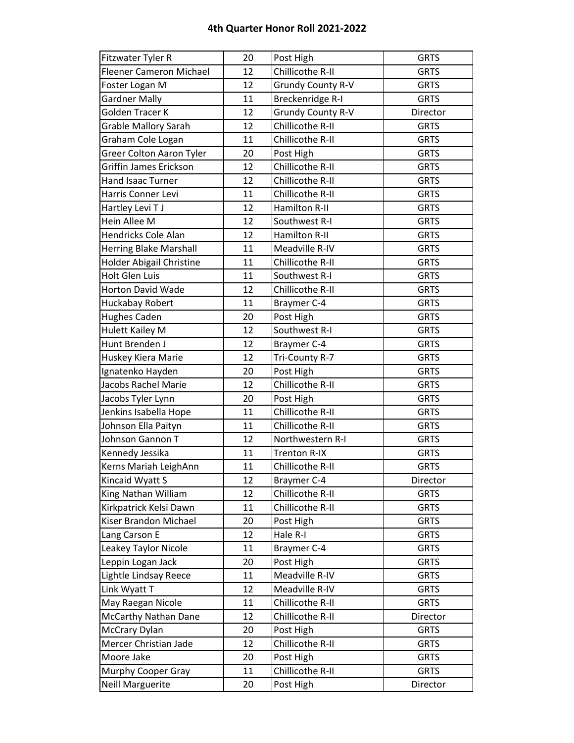# 4th Quarter Honor Roll 2021-2022

| | | | |
|---|---|---|---|
| Fitzwater Tyler R | 20 | Post High | GRTS |
| Fleener Cameron Michael | 12 | Chillicothe R-II | GRTS |
| Foster Logan M | 12 | Grundy County R-V | GRTS |
| Gardner Mally | 11 | Breckenridge R-I | GRTS |
| Golden Tracer K | 12 | Grundy County R-V | Director |
| Grable Mallory Sarah | 12 | Chillicothe R-II | GRTS |
| Graham Cole Logan | 11 | Chillicothe R-II | GRTS |
| Greer Colton Aaron Tyler | 20 | Post High | GRTS |
| Griffin James Erickson | 12 | Chillicothe R-II | GRTS |
| Hand Isaac Turner | 12 | Chillicothe R-II | GRTS |
| Harris Conner Levi | 11 | Chillicothe R-II | GRTS |
| Hartley Levi T J | 12 | Hamilton R-II | GRTS |
| Hein Allee M | 12 | Southwest R-I | GRTS |
| Hendricks Cole Alan | 12 | Hamilton R-II | GRTS |
| Herring Blake Marshall | 11 | Meadville R-IV | GRTS |
| Holder Abigail Christine | 11 | Chillicothe R-II | GRTS |
| Holt Glen Luis | 11 | Southwest R-I | GRTS |
| Horton David Wade | 12 | Chillicothe R-II | GRTS |
| Huckabay Robert | 11 | Braymer C-4 | GRTS |
| Hughes Caden | 20 | Post High | GRTS |
| Hulett Kailey M | 12 | Southwest R-I | GRTS |
| Hunt Brenden J | 12 | Braymer C-4 | GRTS |
| Huskey Kiera Marie | 12 | Tri-County R-7 | GRTS |
| Ignatenko Hayden | 20 | Post High | GRTS |
| Jacobs Rachel Marie | 12 | Chillicothe R-II | GRTS |
| Jacobs Tyler Lynn | 20 | Post High | GRTS |
| Jenkins Isabella Hope | 11 | Chillicothe R-II | GRTS |
| Johnson Ella Paityn | 11 | Chillicothe R-II | GRTS |
| Johnson Gannon T | 12 | Northwestern R-I | GRTS |
| Kennedy Jessika | 11 | Trenton R-IX | GRTS |
| Kerns Mariah LeighAnn | 11 | Chillicothe R-II | GRTS |
| Kincaid Wyatt S | 12 | Braymer C-4 | Director |
| King Nathan William | 12 | Chillicothe R-II | GRTS |
| Kirkpatrick Kelsi Dawn | 11 | Chillicothe R-II | GRTS |
| Kiser Brandon Michael | 20 | Post High | GRTS |
| Lang Carson E | 12 | Hale R-I | GRTS |
| Leakey Taylor Nicole | 11 | Braymer C-4 | GRTS |
| Leppin Logan Jack | 20 | Post High | GRTS |
| Lightle Lindsay Reece | 11 | Meadville R-IV | GRTS |
| Link Wyatt T | 12 | Meadville R-IV | GRTS |
| May Raegan Nicole | 11 | Chillicothe R-II | GRTS |
| McCarthy Nathan Dane | 12 | Chillicothe R-II | Director |
| McCrary Dylan | 20 | Post High | GRTS |
| Mercer Christian Jade | 12 | Chillicothe R-II | GRTS |
| Moore Jake | 20 | Post High | GRTS |
| Murphy Cooper Gray | 11 | Chillicothe R-II | GRTS |
| Neill Marguerite | 20 | Post High | Director |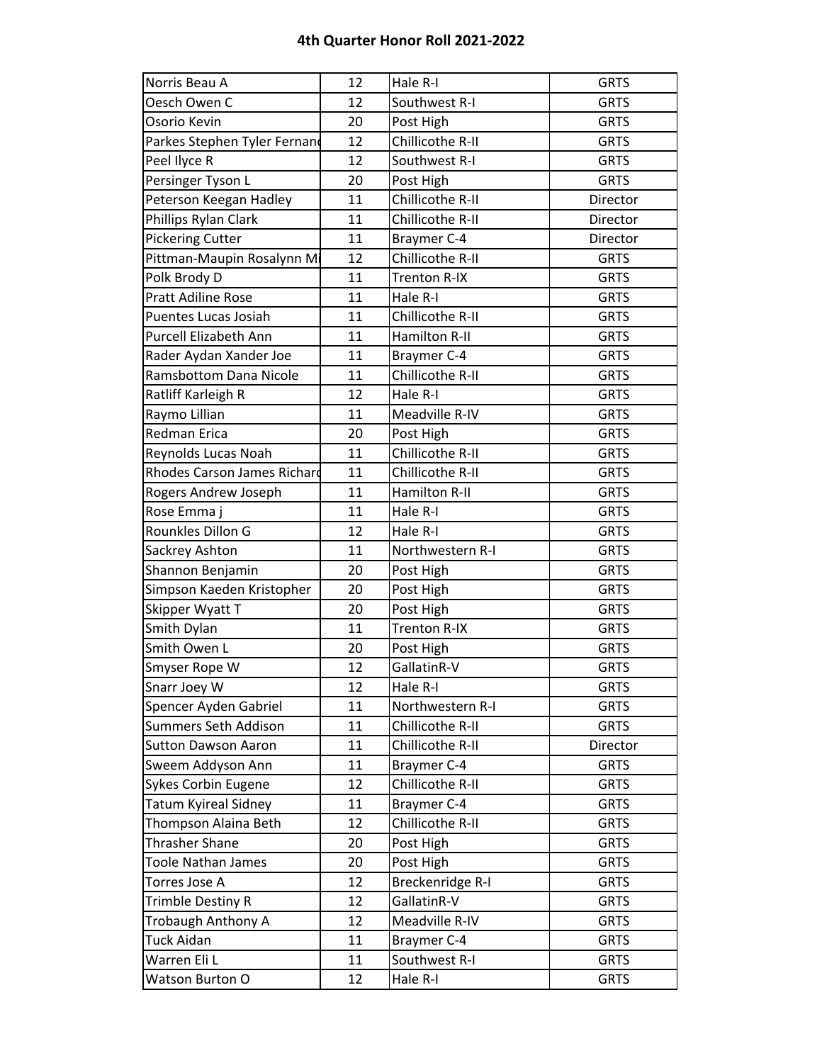## 4th Quarter Honor Roll 2021-2022

| | | | |
|---|---|---|---|
| Norris Beau A | 12 | Hale R-I | GRTS |
| Oesch Owen C | 12 | Southwest R-I | GRTS |
| Osorio Kevin | 20 | Post High | GRTS |
| Parkes Stephen Tyler Fernand | 12 | Chillicothe R-II | GRTS |
| Peel Ilyce R | 12 | Southwest R-I | GRTS |
| Persinger Tyson L | 20 | Post High | GRTS |
| Peterson Keegan Hadley | 11 | Chillicothe R-II | Director |
| Phillips Rylan Clark | 11 | Chillicothe R-II | Director |
| Pickering Cutter | 11 | Braymer C-4 | Director |
| Pittman-Maupin Rosalynn Mi | 12 | Chillicothe R-II | GRTS |
| Polk Brody D | 11 | Trenton R-IX | GRTS |
| Pratt Adiline Rose | 11 | Hale R-I | GRTS |
| Puentes Lucas Josiah | 11 | Chillicothe R-II | GRTS |
| Purcell Elizabeth Ann | 11 | Hamilton R-II | GRTS |
| Rader Aydan Xander Joe | 11 | Braymer C-4 | GRTS |
| Ramsbottom Dana Nicole | 11 | Chillicothe R-II | GRTS |
| Ratliff Karleigh R | 12 | Hale R-I | GRTS |
| Raymo Lillian | 11 | Meadville R-IV | GRTS |
| Redman Erica | 20 | Post High | GRTS |
| Reynolds Lucas Noah | 11 | Chillicothe R-II | GRTS |
| Rhodes Carson James Richard | 11 | Chillicothe R-II | GRTS |
| Rogers Andrew Joseph | 11 | Hamilton R-II | GRTS |
| Rose Emma j | 11 | Hale R-I | GRTS |
| Rounkles Dillon G | 12 | Hale R-I | GRTS |
| Sackrey Ashton | 11 | Northwestern R-I | GRTS |
| Shannon Benjamin | 20 | Post High | GRTS |
| Simpson Kaeden Kristopher | 20 | Post High | GRTS |
| Skipper Wyatt T | 20 | Post High | GRTS |
| Smith Dylan | 11 | Trenton R-IX | GRTS |
| Smith Owen L | 20 | Post High | GRTS |
| Smyser Rope W | 12 | GallatinR-V | GRTS |
| Snarr Joey W | 12 | Hale R-I | GRTS |
| Spencer Ayden Gabriel | 11 | Northwestern R-I | GRTS |
| Summers Seth Addison | 11 | Chillicothe R-II | GRTS |
| Sutton Dawson Aaron | 11 | Chillicothe R-II | Director |
| Sweem Addyson Ann | 11 | Braymer C-4 | GRTS |
| Sykes Corbin Eugene | 12 | Chillicothe R-II | GRTS |
| Tatum Kyireal Sidney | 11 | Braymer C-4 | GRTS |
| Thompson Alaina Beth | 12 | Chillicothe R-II | GRTS |
| Thrasher Shane | 20 | Post High | GRTS |
| Toole Nathan James | 20 | Post High | GRTS |
| Torres Jose A | 12 | Breckenridge R-I | GRTS |
| Trimble Destiny R | 12 | GallatinR-V | GRTS |
| Trobaugh Anthony A | 12 | Meadville R-IV | GRTS |
| Tuck Aidan | 11 | Braymer C-4 | GRTS |
| Warren Eli L | 11 | Southwest R-I | GRTS |
| Watson Burton O | 12 | Hale R-I | GRTS |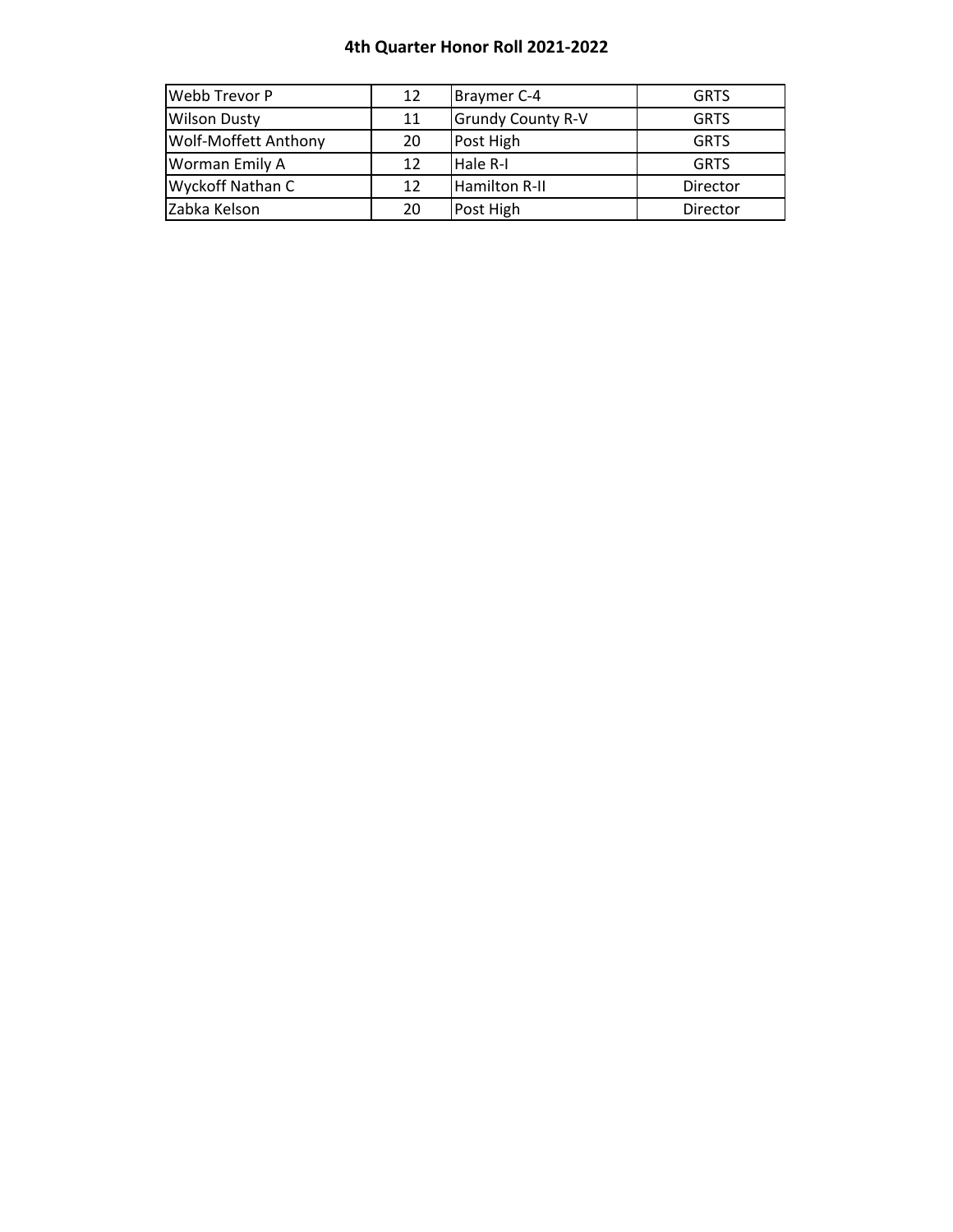# 4th Quarter Honor Roll 2021-2022

| | | | |
|---|---|---|---|
| Webb Trevor P | 12 | Braymer C-4 | GRTS |
| Wilson Dusty | 11 | Grundy County R-V | GRTS |
| Wolf-Moffett Anthony | 20 | Post High | GRTS |
| Worman Emily A | 12 | Hale R-I | GRTS |
| Wyckoff Nathan C | 12 | Hamilton R-II | Director |
| Zabka Kelson | 20 | Post High | Director |